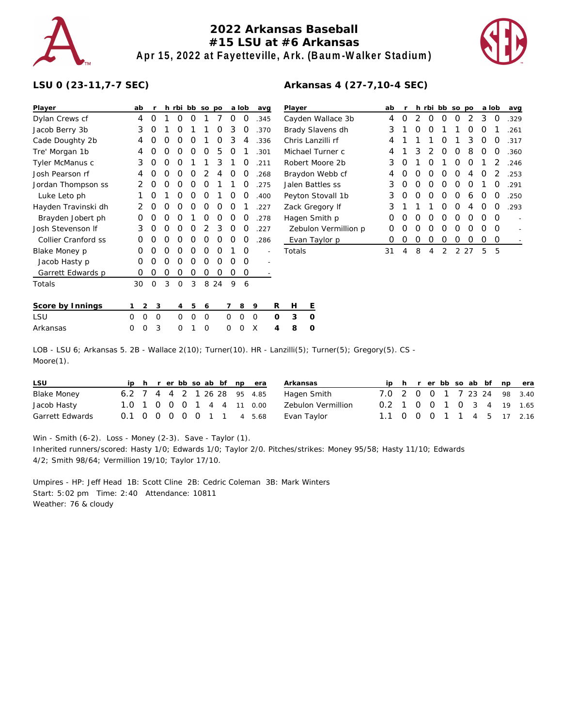# 2022 Arkansas Baseball
## #15 LSU at #6 Arkansas
### Apr 15, 2022 at Fayetteville, Ark. (Baum-Walker Stadium)

**LSU 0 (23-11,7-7 SEC)**

| Player | ab | r | h | rbi | bb | so | po | a | lob | avg |
|---|---|---|---|---|---|---|---|---|---|---|
| Dylan Crews cf | 4 | 0 | 1 | 0 | 0 | 1 | 7 | 0 | 0 | .345 |
| Jacob Berry 3b | 3 | 0 | 1 | 0 | 1 | 1 | 0 | 3 | 0 | .370 |
| Cade Doughty 2b | 4 | 0 | 0 | 0 | 0 | 1 | 0 | 3 | 4 | .336 |
| Tre' Morgan 1b | 4 | 0 | 0 | 0 | 0 | 0 | 5 | 0 | 1 | .301 |
| Tyler McManus c | 3 | 0 | 0 | 0 | 1 | 1 | 3 | 1 | 0 | .211 |
| Josh Pearson rf | 4 | 0 | 0 | 0 | 0 | 2 | 4 | 0 | 0 | .268 |
| Jordan Thompson ss | 2 | 0 | 0 | 0 | 0 | 0 | 1 | 1 | 0 | .275 |
| Luke Leto ph | 1 | 0 | 1 | 0 | 0 | 0 | 1 | 0 | 0 | .400 |
| Hayden Travinski dh | 2 | 0 | 0 | 0 | 0 | 0 | 0 | 0 | 1 | .227 |
| Brayden Jobert ph | 0 | 0 | 0 | 0 | 1 | 0 | 0 | 0 | 0 | .278 |
| Josh Stevenson lf | 3 | 0 | 0 | 0 | 0 | 2 | 3 | 0 | 0 | .227 |
| Collier Cranford ss | 0 | 0 | 0 | 0 | 0 | 0 | 0 | 0 | 0 | .286 |
| Blake Money p | 0 | 0 | 0 | 0 | 0 | 0 | 0 | 1 | 0 | - |
| Jacob Hasty p | 0 | 0 | 0 | 0 | 0 | 0 | 0 | 0 | 0 | - |
| Garrett Edwards p | 0 | 0 | 0 | 0 | 0 | 0 | 0 | 0 | 0 | - |
| Totals | 30 | 0 | 3 | 0 | 3 | 8 | 24 | 9 | 6 | |

**Arkansas 4 (27-7,10-4 SEC)**

| Player | ab | r | h | rbi | bb | so | po | a | lob | avg |
|---|---|---|---|---|---|---|---|---|---|---|
| Cayden Wallace 3b | 4 | 0 | 2 | 0 | 0 | 0 | 2 | 3 | 0 | .329 |
| Brady Slavens dh | 3 | 1 | 0 | 0 | 1 | 1 | 0 | 0 | 1 | .261 |
| Chris Lanzilli rf | 4 | 1 | 1 | 1 | 0 | 1 | 3 | 0 | 0 | .317 |
| Michael Turner c | 4 | 1 | 3 | 2 | 0 | 0 | 8 | 0 | 0 | .360 |
| Robert Moore 2b | 3 | 0 | 1 | 0 | 1 | 0 | 0 | 1 | 2 | .246 |
| Braydon Webb cf | 4 | 0 | 0 | 0 | 0 | 0 | 4 | 0 | 2 | .253 |
| Jalen Battles ss | 3 | 0 | 0 | 0 | 0 | 0 | 0 | 1 | 0 | .291 |
| Peyton Stovall 1b | 3 | 0 | 0 | 0 | 0 | 0 | 6 | 0 | 0 | .250 |
| Zack Gregory lf | 3 | 1 | 1 | 1 | 0 | 0 | 4 | 0 | 0 | .293 |
| Hagen Smith p | 0 | 0 | 0 | 0 | 0 | 0 | 0 | 0 | 0 | - |
| Zebulon Vermillion p | 0 | 0 | 0 | 0 | 0 | 0 | 0 | 0 | 0 | - |
| Evan Taylor p | 0 | 0 | 0 | 0 | 0 | 0 | 0 | 0 | 0 | - |
| Totals | 31 | 4 | 8 | 4 | 2 | 2 | 27 | 5 | 5 | |

| Score by Innings | 1 | 2 | 3 | 4 | 5 | 6 | 7 | 8 | 9 | R | H | E |
|---|---|---|---|---|---|---|---|---|---|---|---|---|
| LSU | 0 | 0 | 0 | 0 | 0 | 0 | 0 | 0 | 0 | 0 | 3 | 0 |
| Arkansas | 0 | 0 | 3 | 0 | 1 | 0 | 0 | 0 | X | 4 | 8 | 0 |

LOB - LSU 6; Arkansas 5. 2B - Wallace 2(10); Turner(10). HR - Lanzilli(5); Turner(5); Gregory(5). CS - Moore(1).

| LSU | ip | h | r | er | bb | so | ab | bf | np | era |
|---|---|---|---|---|---|---|---|---|---|---|
| Blake Money | 6.2 | 7 | 4 | 4 | 2 | 1 | 26 | 28 | 95 | 4.85 |
| Jacob Hasty | 1.0 | 1 | 0 | 0 | 0 | 1 | 4 | 4 | 11 | 0.00 |
| Garrett Edwards | 0.1 | 0 | 0 | 0 | 0 | 0 | 1 | 1 | 4 | 5.68 |

| Arkansas | ip | h | r | er | bb | so | ab | bf | np | era |
|---|---|---|---|---|---|---|---|---|---|---|
| Hagen Smith | 7.0 | 2 | 0 | 0 | 1 | 7 | 23 | 24 | 98 | 3.40 |
| Zebulon Vermillion | 0.2 | 1 | 0 | 0 | 1 | 0 | 3 | 4 | 19 | 1.65 |
| Evan Taylor | 1.1 | 0 | 0 | 0 | 1 | 1 | 4 | 5 | 17 | 2.16 |

Win - Smith (6-2). Loss - Money (2-3). Save - Taylor (1).
Inherited runners/scored: Hasty 1/0; Edwards 1/0; Taylor 2/0. Pitches/strikes: Money 95/58; Hasty 11/10; Edwards 4/2; Smith 98/64; Vermillion 19/10; Taylor 17/10.

Umpires - HP: Jeff Head 1B: Scott Cline 2B: Cedric Coleman 3B: Mark Winters
Start: 5:02 pm Time: 2:40 Attendance: 10811
Weather: 76 & cloudy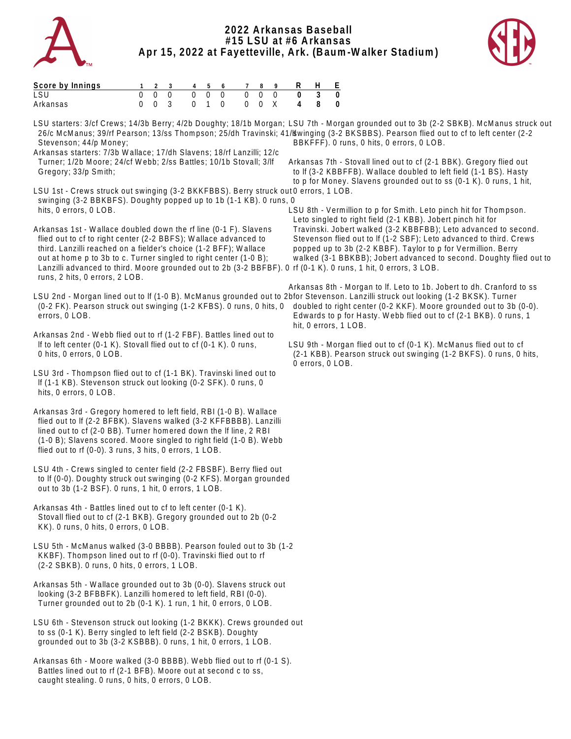# 2022 Arkansas Baseball
## #15 LSU at #6 Arkansas
### Apr 15, 2022 at Fayetteville, Ark. (Baum-Walker Stadium)

| Score by Innings | 1 | 2 | 3 | 4 | 5 | 6 | 7 | 8 | 9 | R | H | E |
|---|---|---|---|---|---|---|---|---|---|---|---|---|
| LSU | 0 | 0 | 0 | 0 | 0 | 0 | 0 | 0 | 0 | 0 | 3 | 0 |
| Arkansas | 0 | 0 | 3 | 0 | 1 | 0 | 0 | 0 | X | 4 | 8 | 0 |

LSU starters: 3/cf Crews; 14/3b Berry; 4/2b Doughty; 18/1b Morgan; 26/c McManus; 39/rf Pearson; 13/ss Thompson; 25/dh Travinski; 41/lf Stevenson; 44/p Money;

Arkansas starters: 7/3b Wallace; 17/dh Slavens; 18/rf Lanzilli; 12/c Turner; 1/2b Moore; 24/cf Webb; 2/ss Battles; 10/1b Stovall; 3/lf Gregory; 33/p Smith;

LSU 1st - Crews struck out swinging (3-2 BKKFBBS). Berry struck out swinging (3-2 BBKBFS). Doughty popped up to 1b (1-1 KB). 0 runs, 0 hits, 0 errors, 0 LOB.

Arkansas 1st - Wallace doubled down the rf line (0-1 F). Slavens flied out to cf to right center (2-2 BBFS); Wallace advanced to third. Lanzilli reached on a fielder's choice (1-2 BFF); Wallace out at home p to 3b to c. Turner singled to right center (1-0 B); Lanzilli advanced to third. Moore grounded out to 2b (3-2 BBFBF). 0 runs, 2 hits, 0 errors, 2 LOB.

LSU 2nd - Morgan lined out to lf (1-0 B). McManus grounded out to 2b (0-2 FK). Pearson struck out swinging (1-2 KFBS). 0 runs, 0 hits, 0 errors, 0 LOB.

Arkansas 2nd - Webb flied out to rf (1-2 FBF). Battles lined out to lf to left center (0-1 K). Stovall flied out to cf (0-1 K). 0 runs, 0 hits, 0 errors, 0 LOB.

LSU 3rd - Thompson flied out to cf (1-1 BK). Travinski lined out to lf (1-1 KB). Stevenson struck out looking (0-2 SFK). 0 runs, 0 hits, 0 errors, 0 LOB.

Arkansas 3rd - Gregory homered to left field, RBI (1-0 B). Wallace flied out to lf (2-2 BFBK). Slavens walked (3-2 KFFBBBB). Lanzilli lined out to cf (2-0 BB). Turner homered down the lf line, 2 RBI (1-0 B); Slavens scored. Moore singled to right field (1-0 B). Webb flied out to rf (0-0). 3 runs, 3 hits, 0 errors, 1 LOB.

LSU 4th - Crews singled to center field (2-2 FBSBF). Berry flied out to lf (0-0). Doughty struck out swinging (0-2 KFS). Morgan grounded out to 3b (1-2 BSF). 0 runs, 1 hit, 0 errors, 1 LOB.

Arkansas 4th - Battles lined out to cf to left center (0-1 K). Stovall flied out to cf (2-1 BKB). Gregory grounded out to 2b (0-2 KK). 0 runs, 0 hits, 0 errors, 0 LOB.

LSU 5th - McManus walked (3-0 BBBB). Pearson fouled out to 3b (1-2 KKBF). Thompson lined out to rf (0-0). Travinski flied out to rf (2-2 SBKB). 0 runs, 0 hits, 0 errors, 1 LOB.

Arkansas 5th - Wallace grounded out to 3b (0-0). Slavens struck out looking (3-2 BFBBFK). Lanzilli homered to left field, RBI (0-0). Turner grounded out to 2b (0-1 K). 1 run, 1 hit, 0 errors, 0 LOB.

LSU 6th - Stevenson struck out looking (1-2 BKKK). Crews grounded out to ss (0-1 K). Berry singled to left field (2-2 BSKB). Doughty grounded out to 3b (3-2 KSBBB). 0 runs, 1 hit, 0 errors, 1 LOB.

Arkansas 6th - Moore walked (3-0 BBBB). Webb flied out to rf (0-1 S). Battles lined out to rf (2-1 BFB). Moore out at second c to ss, caught stealing. 0 runs, 0 hits, 0 errors, 0 LOB.

LSU 7th - Morgan grounded out to 3b (2-2 SBKB). McManus struck out swinging (3-2 BKSBBS). Pearson flied out to cf to left center (2-2 BBKFFF). 0 runs, 0 hits, 0 errors, 0 LOB.

Arkansas 7th - Stovall lined out to cf (2-1 BBK). Gregory flied out to lf (3-2 KBBFFB). Wallace doubled to left field (1-1 BS). Hasty to p for Money. Slavens grounded out to ss (0-1 K). 0 runs, 1 hit, 0 errors, 1 LOB.

LSU 8th - Vermillion to p for Smith. Leto pinch hit for Thompson. Leto singled to right field (2-1 KBB). Jobert pinch hit for Travinski. Jobert walked (3-2 KBBFBB); Leto advanced to second. Stevenson flied out to lf (1-2 SBF); Leto advanced to third. Crews popped up to 3b (2-2 KBBF). Taylor to p for Vermillion. Berry walked (3-1 BBKBB); Jobert advanced to second. Doughty flied out to rf (0-1 K). 0 runs, 1 hit, 0 errors, 3 LOB.

Arkansas 8th - Morgan to lf. Leto to 1b. Jobert to dh. Cranford to ss for Stevenson. Lanzilli struck out looking (1-2 BKSK). Turner doubled to right center (0-2 KKF). Moore grounded out to 3b (0-0). Edwards to p for Hasty. Webb flied out to cf (2-1 BKB). 0 runs, 1 hit, 0 errors, 1 LOB.

LSU 9th - Morgan flied out to cf (0-1 K). McManus flied out to cf (2-1 KBB). Pearson struck out swinging (1-2 BKFS). 0 runs, 0 hits, 0 errors, 0 LOB.